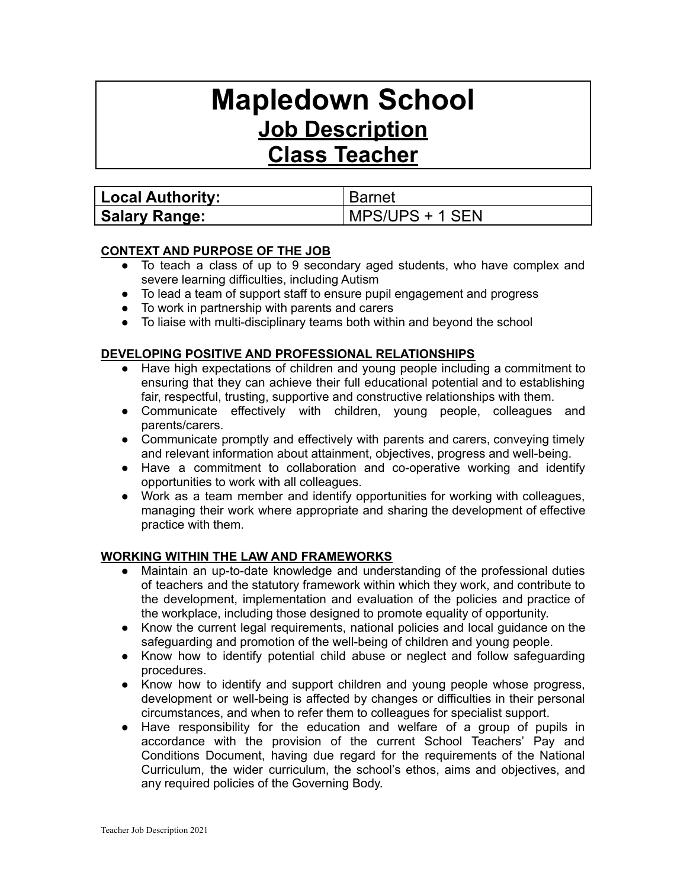# Mapledown School

## Job Description

## Class Teacher

| Local Authority: | Barnet |
| --- | --- |
| Salary Range: | MPS/UPS + 1 SEN |

**CONTEXT AND PURPOSE OF THE JOB**

- To teach a class of up to 9 secondary aged students, who have complex and severe learning difficulties, including Autism
- To lead a team of support staff to ensure pupil engagement and progress
- To work in partnership with parents and carers
- To liaise with multi-disciplinary teams both within and beyond the school

**DEVELOPING POSITIVE AND PROFESSIONAL RELATIONSHIPS**

- Have high expectations of children and young people including a commitment to ensuring that they can achieve their full educational potential and to establishing fair, respectful, trusting, supportive and constructive relationships with them.
- Communicate effectively with children, young people, colleagues and parents/carers.
- Communicate promptly and effectively with parents and carers, conveying timely and relevant information about attainment, objectives, progress and well-being.
- Have a commitment to collaboration and co-operative working and identify opportunities to work with all colleagues.
- Work as a team member and identify opportunities for working with colleagues, managing their work where appropriate and sharing the development of effective practice with them.

**WORKING WITHIN THE LAW AND FRAMEWORKS**

- Maintain an up-to-date knowledge and understanding of the professional duties of teachers and the statutory framework within which they work, and contribute to the development, implementation and evaluation of the policies and practice of the workplace, including those designed to promote equality of opportunity.
- Know the current legal requirements, national policies and local guidance on the safeguarding and promotion of the well-being of children and young people.
- Know how to identify potential child abuse or neglect and follow safeguarding procedures.
- Know how to identify and support children and young people whose progress, development or well-being is affected by changes or difficulties in their personal circumstances, and when to refer them to colleagues for specialist support.
- Have responsibility for the education and welfare of a group of pupils in accordance with the provision of the current School Teachers' Pay and Conditions Document, having due regard for the requirements of the National Curriculum, the wider curriculum, the school's ethos, aims and objectives, and any required policies of the Governing Body.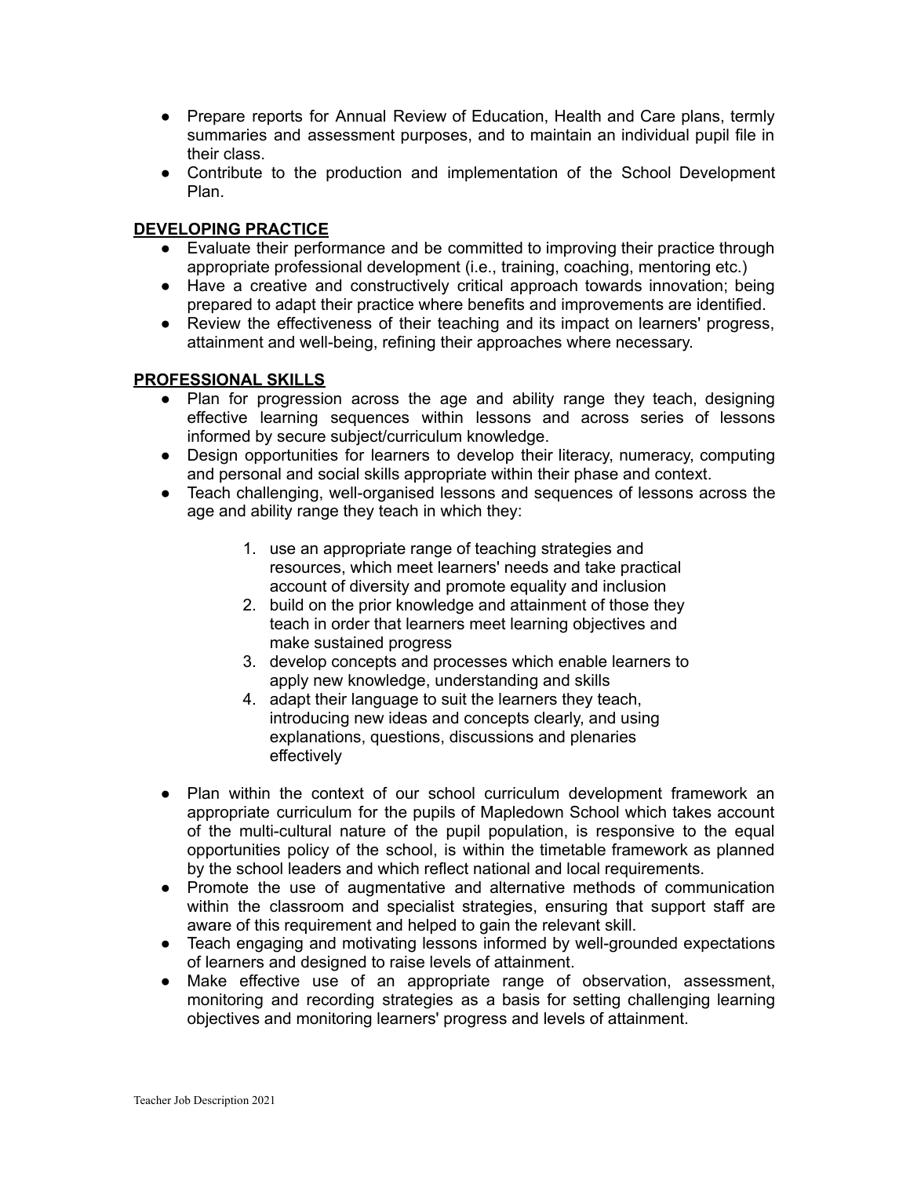- Prepare reports for Annual Review of Education, Health and Care plans, termly summaries and assessment purposes, and to maintain an individual pupil file in their class.
- Contribute to the production and implementation of the School Development Plan.

**DEVELOPING PRACTICE**

- Evaluate their performance and be committed to improving their practice through appropriate professional development (i.e., training, coaching, mentoring etc.)
- Have a creative and constructively critical approach towards innovation; being prepared to adapt their practice where benefits and improvements are identified.
- Review the effectiveness of their teaching and its impact on learners' progress, attainment and well-being, refining their approaches where necessary.

**PROFESSIONAL SKILLS**

- Plan for progression across the age and ability range they teach, designing effective learning sequences within lessons and across series of lessons informed by secure subject/curriculum knowledge.
- Design opportunities for learners to develop their literacy, numeracy, computing and personal and social skills appropriate within their phase and context.
- Teach challenging, well-organised lessons and sequences of lessons across the age and ability range they teach in which they:

    1. use an appropriate range of teaching strategies and resources, which meet learners' needs and take practical account of diversity and promote equality and inclusion
    2. build on the prior knowledge and attainment of those they teach in order that learners meet learning objectives and make sustained progress
    3. develop concepts and processes which enable learners to apply new knowledge, understanding and skills
    4. adapt their language to suit the learners they teach, introducing new ideas and concepts clearly, and using explanations, questions, discussions and plenaries effectively

- Plan within the context of our school curriculum development framework an appropriate curriculum for the pupils of Mapledown School which takes account of the multi-cultural nature of the pupil population, is responsive to the equal opportunities policy of the school, is within the timetable framework as planned by the school leaders and which reflect national and local requirements.
- Promote the use of augmentative and alternative methods of communication within the classroom and specialist strategies, ensuring that support staff are aware of this requirement and helped to gain the relevant skill.
- Teach engaging and motivating lessons informed by well-grounded expectations of learners and designed to raise levels of attainment.
- Make effective use of an appropriate range of observation, assessment, monitoring and recording strategies as a basis for setting challenging learning objectives and monitoring learners' progress and levels of attainment.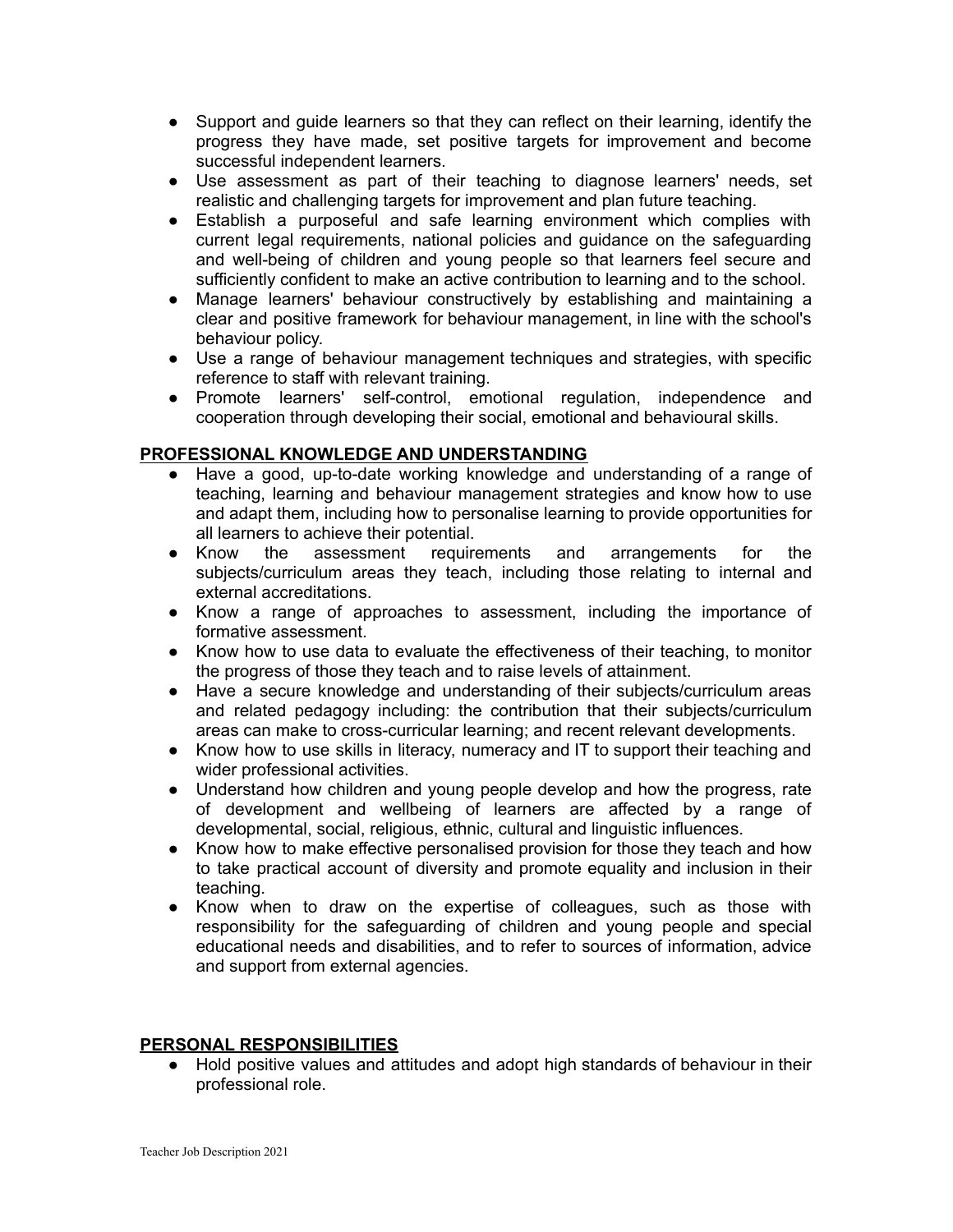- Support and guide learners so that they can reflect on their learning, identify the progress they have made, set positive targets for improvement and become successful independent learners.
- Use assessment as part of their teaching to diagnose learners' needs, set realistic and challenging targets for improvement and plan future teaching.
- Establish a purposeful and safe learning environment which complies with current legal requirements, national policies and guidance on the safeguarding and well-being of children and young people so that learners feel secure and sufficiently confident to make an active contribution to learning and to the school.
- Manage learners' behaviour constructively by establishing and maintaining a clear and positive framework for behaviour management, in line with the school's behaviour policy.
- Use a range of behaviour management techniques and strategies, with specific reference to staff with relevant training.
- Promote learners' self-control, emotional regulation, independence and cooperation through developing their social, emotional and behavioural skills.

## PROFESSIONAL KNOWLEDGE AND UNDERSTANDING

- Have a good, up-to-date working knowledge and understanding of a range of teaching, learning and behaviour management strategies and know how to use and adapt them, including how to personalise learning to provide opportunities for all learners to achieve their potential.
- Know the assessment requirements and arrangements for the subjects/curriculum areas they teach, including those relating to internal and external accreditations.
- Know a range of approaches to assessment, including the importance of formative assessment.
- Know how to use data to evaluate the effectiveness of their teaching, to monitor the progress of those they teach and to raise levels of attainment.
- Have a secure knowledge and understanding of their subjects/curriculum areas and related pedagogy including: the contribution that their subjects/curriculum areas can make to cross-curricular learning; and recent relevant developments.
- Know how to use skills in literacy, numeracy and IT to support their teaching and wider professional activities.
- Understand how children and young people develop and how the progress, rate of development and wellbeing of learners are affected by a range of developmental, social, religious, ethnic, cultural and linguistic influences.
- Know how to make effective personalised provision for those they teach and how to take practical account of diversity and promote equality and inclusion in their teaching.
- Know when to draw on the expertise of colleagues, such as those with responsibility for the safeguarding of children and young people and special educational needs and disabilities, and to refer to sources of information, advice and support from external agencies.

## PERSONAL RESPONSIBILITIES

- Hold positive values and attitudes and adopt high standards of behaviour in their professional role.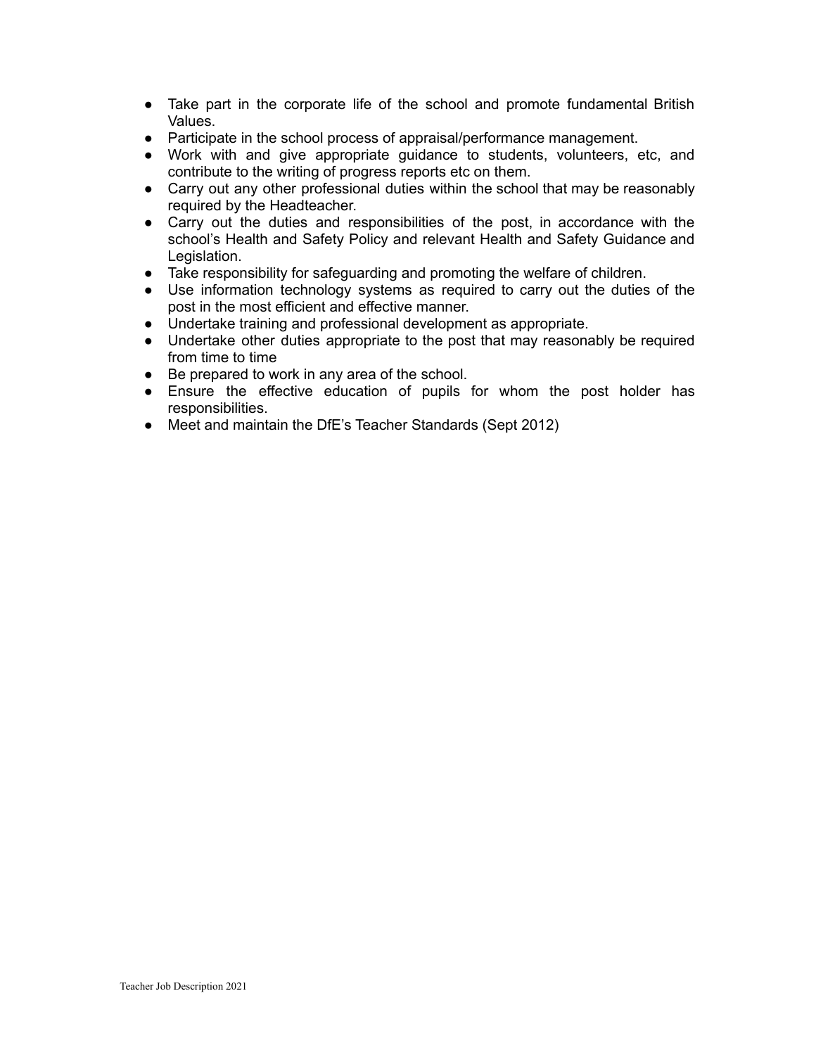- Take part in the corporate life of the school and promote fundamental British Values.
- Participate in the school process of appraisal/performance management.
- Work with and give appropriate guidance to students, volunteers, etc, and contribute to the writing of progress reports etc on them.
- Carry out any other professional duties within the school that may be reasonably required by the Headteacher.
- Carry out the duties and responsibilities of the post, in accordance with the school's Health and Safety Policy and relevant Health and Safety Guidance and Legislation.
- Take responsibility for safeguarding and promoting the welfare of children.
- Use information technology systems as required to carry out the duties of the post in the most efficient and effective manner.
- Undertake training and professional development as appropriate.
- Undertake other duties appropriate to the post that may reasonably be required from time to time
- Be prepared to work in any area of the school.
- Ensure the effective education of pupils for whom the post holder has responsibilities.
- Meet and maintain the DfE's Teacher Standards (Sept 2012)